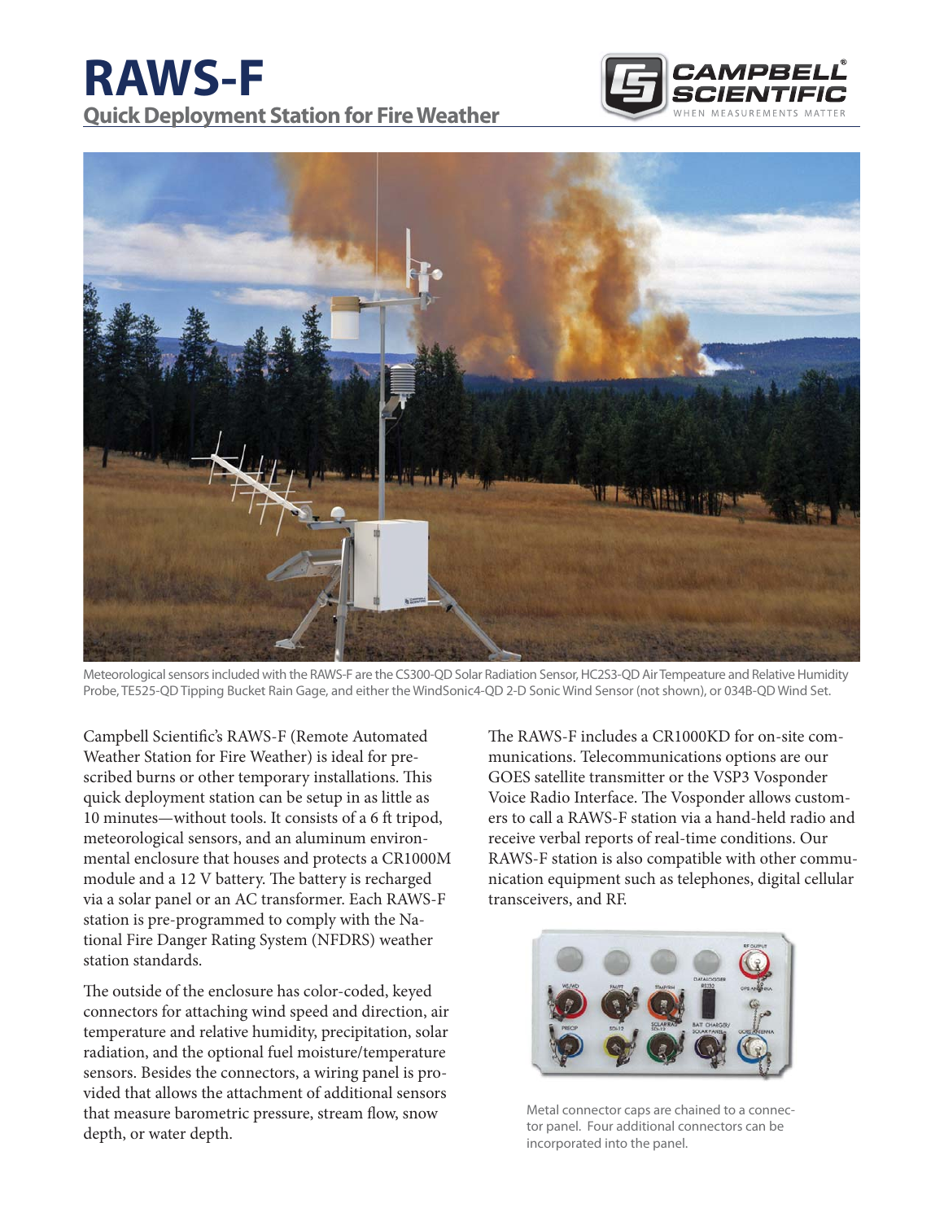# RAWS-F

## Quick Deployment Station for Fire Weather

Meteorological sensors included with the RAWS-F are the CS300-QD Solar Radiation Sensor, HC2S3-QD Air Tempeature and Relative Humidity Probe, TE525-QD Tipping Bucket Rain Gage, and either the WindSonic4-QD 2-D Sonic Wind Sensor (not shown), or 034B-QD Wind Set.

Campbell Scientific's RAWS-F (Remote Automated Weather Station for Fire Weather) is ideal for prescribed burns or other temporary installations. This quick deployment station can be setup in as little as 10 minutes—without tools. It consists of a 6 ft tripod, meteorological sensors, and an aluminum environmental enclosure that houses and protects a CR1000M module and a 12 V battery. The battery is recharged via a solar panel or an AC transformer. Each RAWS-F station is pre-programmed to comply with the National Fire Danger Rating System (NFDRS) weather station standards.

The outside of the enclosure has color-coded, keyed connectors for attaching wind speed and direction, air temperature and relative humidity, precipitation, solar radiation, and the optional fuel moisture/temperature sensors. Besides the connectors, a wiring panel is provided that allows the attachment of additional sensors that measure barometric pressure, stream flow, snow depth, or water depth.

The RAWS-F includes a CR1000KD for on-site communications. Telecommunications options are our GOES satellite transmitter or the VSP3 Vosponder Voice Radio Interface. The Vosponder allows customers to call a RAWS-F station via a hand-held radio and receive verbal reports of real-time conditions. Our RAWS-F station is also compatible with other communication equipment such as telephones, digital cellular transceivers, and RF.

Metal connector caps are chained to a connector panel. Four additional connectors can be incorporated into the panel.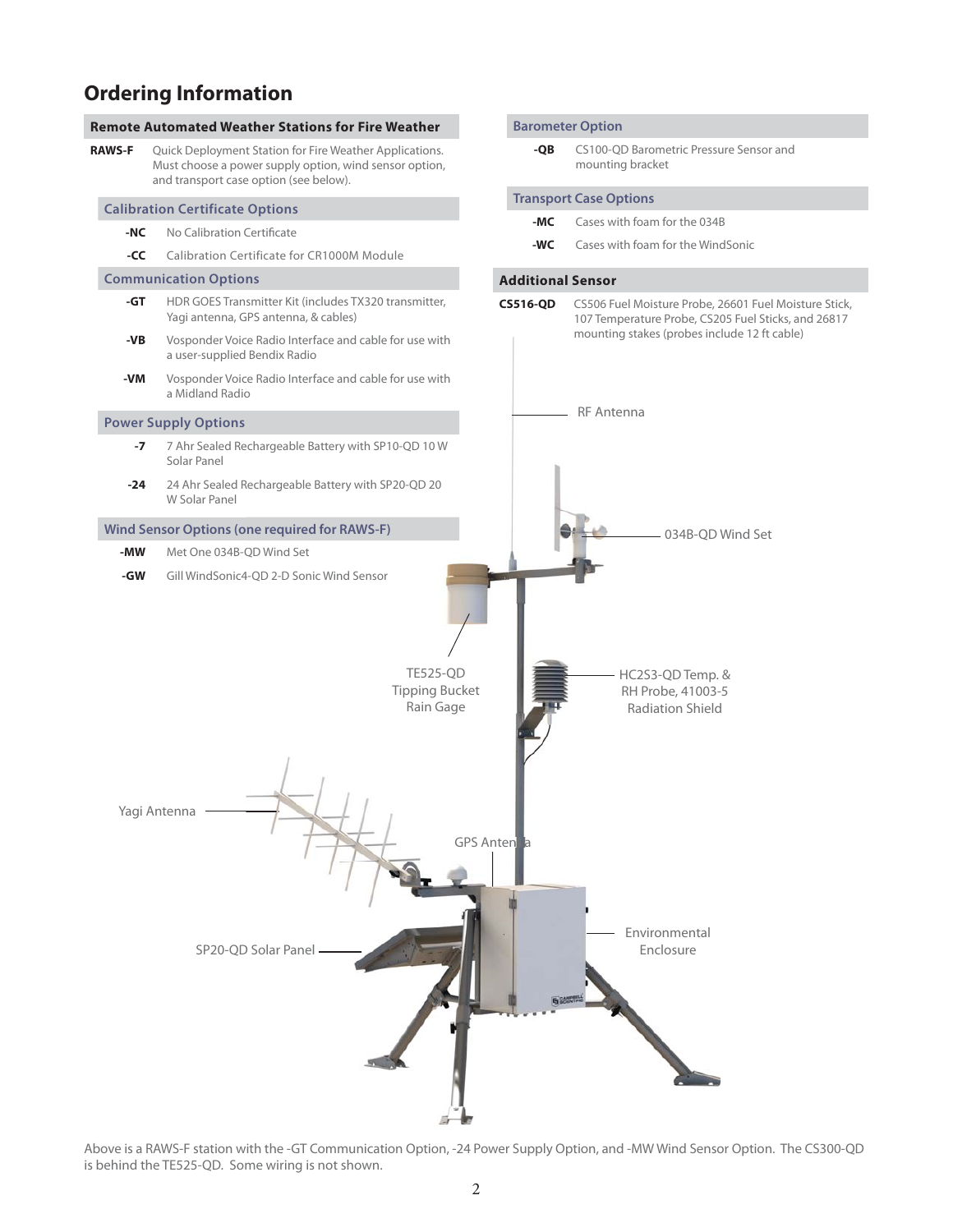## Ordering Information

### Remote Automated Weather Stations for Fire Weather

**RAWS-F** Quick Deployment Station for Fire Weather Applications. Must choose a power supply option, wind sensor option, and transport case option (see below).

#### Calibration Certificate Options

- **-NC** No Calibration Certificate
- **-CC** Calibration Certificate for CR1000M Module

#### Communication Options

- **-GT** HDR GOES Transmitter Kit (includes TX320 transmitter, Yagi antenna, GPS antenna, & cables)
- **-VB** Vosponder Voice Radio Interface and cable for use with a user-supplied Bendix Radio
- **-VM** Vosponder Voice Radio Interface and cable for use with a Midland Radio

#### Power Supply Options

- **-7** 7 Ahr Sealed Rechargeable Battery with SP10-QD 10 W Solar Panel
- **-24** 24 Ahr Sealed Rechargeable Battery with SP20-QD 20 W Solar Panel

#### Wind Sensor Options (one required for RAWS-F)

- **-MW** Met One 034B-QD Wind Set
- **-GW** Gill WindSonic4-QD 2-D Sonic Wind Sensor

#### Barometer Option

- **-QB** CS100-QD Barometric Pressure Sensor and mounting bracket

#### Transport Case Options

- **-MC** Cases with foam for the 034B
- **-WC** Cases with foam for the WindSonic

### Additional Sensor

**CS516-QD** CS506 Fuel Moisture Probe, 26601 Fuel Moisture Stick, 107 Temperature Probe, CS205 Fuel Sticks, and 26817 mounting stakes (probes include 12 ft cable)

RF Antenna

034B-QD Wind Set

TE525-QD Tipping Bucket Rain Gage

HC2S3-QD Temp. & RH Probe, 41003-5 Radiation Shield

Yagi Antenna

GPS Antenna

Environmental Enclosure

SP20-QD Solar Panel

Above is a RAWS-F station with the -GT Communication Option, -24 Power Supply Option, and -MW Wind Sensor Option. The CS300-QD is behind the TE525-QD. Some wiring is not shown.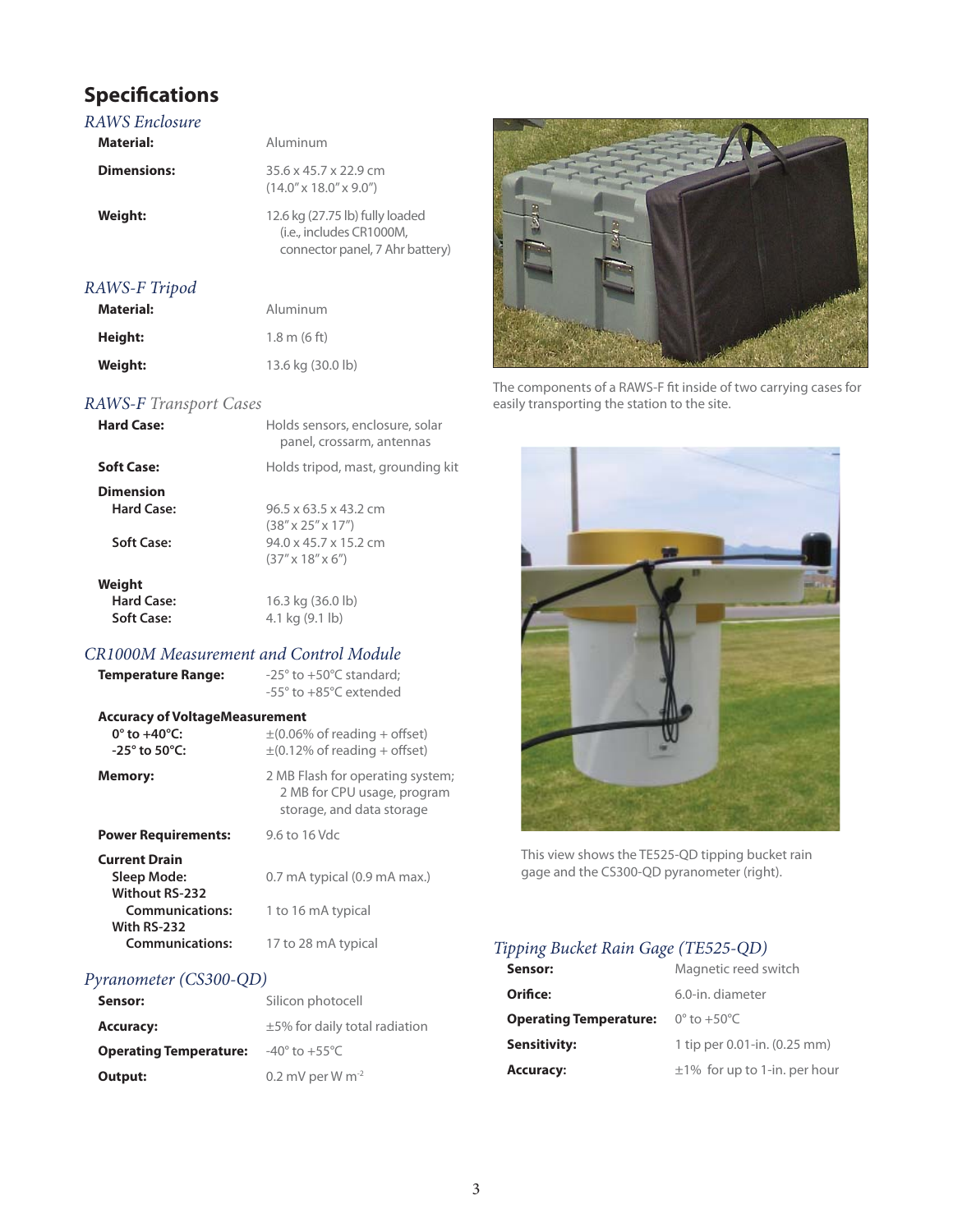# Specifications

## *RAWS Enclosure*

| | |
|---|---|
| **Material:** | Aluminum |
| **Dimensions:** | 35.6 x 45.7 x 22.9 cm (14.0″ x 18.0″ x 9.0″) |
| **Weight:** | 12.6 kg (27.75 lb) fully loaded (i.e., includes CR1000M, connector panel, 7 Ahr battery) |

## *RAWS-F Tripod*

| | |
|---|---|
| **Material:** | Aluminum |
| **Height:** | 1.8 m (6 ft) |
| **Weight:** | 13.6 kg (30.0 lb) |

## *RAWS-F Transport Cases*

| | |
|---|---|
| **Hard Case:** | Holds sensors, enclosure, solar panel, crossarm, antennas |
| **Soft Case:** | Holds tripod, mast, grounding kit |
| **Dimension** | |
| **Hard Case:** | 96.5 x 63.5 x 43.2 cm (38″ x 25″ x 17″) |
| **Soft Case:** | 94.0 x 45.7 x 15.2 cm (37″ x 18″ x 6″) |
| **Weight** | |
| **Hard Case:** | 16.3 kg (36.0 lb) |
| **Soft Case:** | 4.1 kg (9.1 lb) |

## *CR1000M Measurement and Control Module*

| | |
|---|---|
| **Temperature Range:** | -25° to +50°C standard; -55° to +85°C extended |
| **Accuracy of VoltageMeasurement** | |
| **0° to +40°C:** | ±(0.06% of reading + offset) |
| **-25° to 50°C:** | ±(0.12% of reading + offset) |
| **Memory:** | 2 MB Flash for operating system; 2 MB for CPU usage, program storage, and data storage |
| **Power Requirements:** | 9.6 to 16 Vdc |
| **Current Drain** | |
| **Sleep Mode:** | 0.7 mA typical (0.9 mA max.) |
| **Without RS-232 Communications:** | 1 to 16 mA typical |
| **With RS-232 Communications:** | 17 to 28 mA typical |

## *Pyranometer (CS300-QD)*

| | |
|---|---|
| **Sensor:** | Silicon photocell |
| **Accuracy:** | ±5% for daily total radiation |
| **Operating Temperature:** | -40° to +55°C |
| **Output:** | 0.2 mV per W $m^{-2}$ |

The components of a RAWS-F fit inside of two carrying cases for easily transporting the station to the site.

This view shows the TE525-QD tipping bucket rain gage and the CS300-QD pyranometer (right).

## *Tipping Bucket Rain Gage (TE525-QD)*

| | |
|---|---|
| **Sensor:** | Magnetic reed switch |
| **Orifice:** | 6.0-in. diameter |
| **Operating Temperature:** | 0° to +50°C |
| **Sensitivity:** | 1 tip per 0.01-in. (0.25 mm) |
| **Accuracy:** | ±1% for up to 1-in. per hour |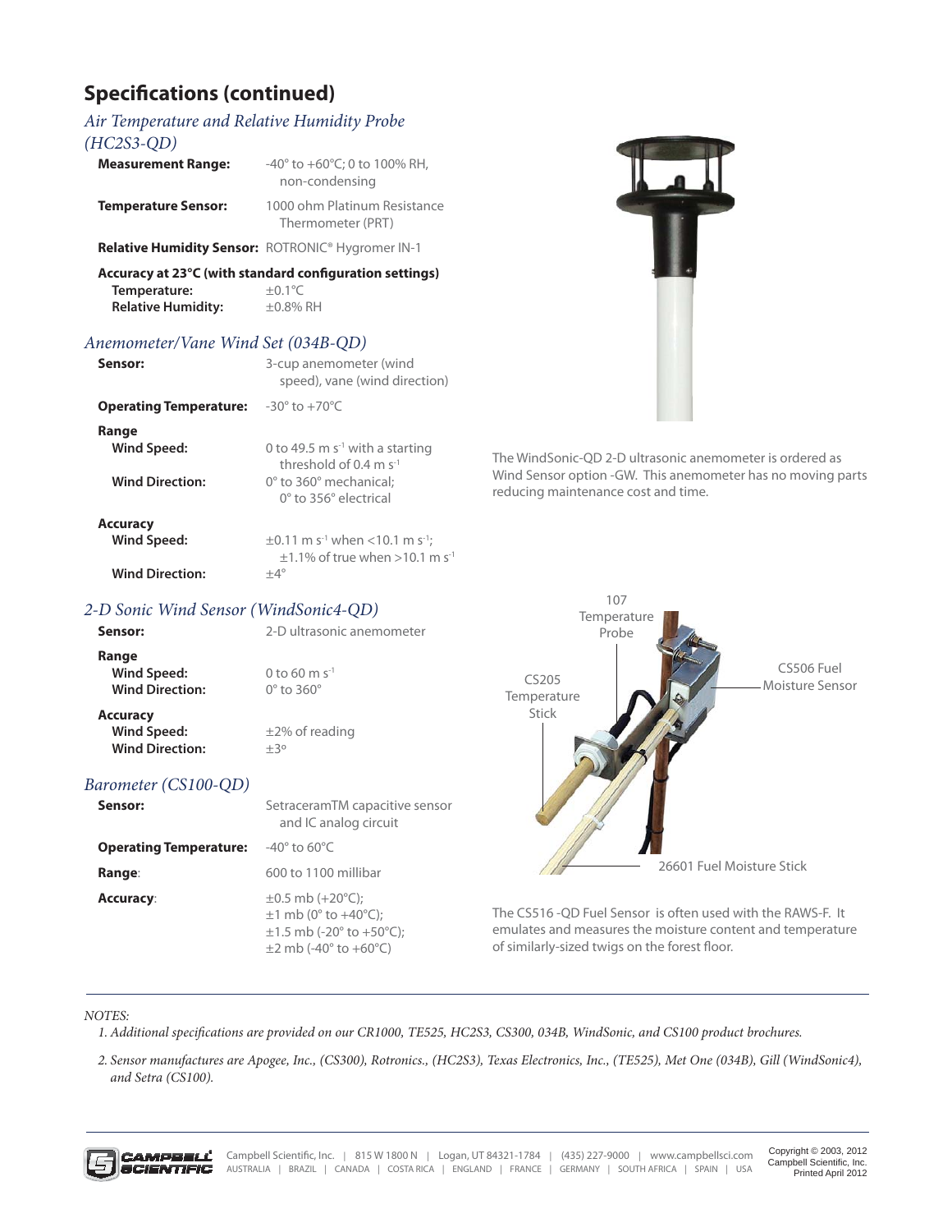## Specifications (continued)

### *Air Temperature and Relative Humidity Probe (HC2S3-QD)*

**Measurement Range:** -40° to +60°C; 0 to 100% RH, non-condensing

**Temperature Sensor:** 1000 ohm Platinum Resistance Thermometer (PRT)

**Relative Humidity Sensor:** ROTRONIC® Hygromer IN-1

**Accuracy at 23°C (with standard configuration settings)**
- **Temperature:** ±0.1°C
- **Relative Humidity:** ±0.8% RH

### *Anemometer/Vane Wind Set (034B-QD)*

**Sensor:** 3-cup anemometer (wind speed), vane (wind direction)

**Operating Temperature:** -30° to +70°C

**Range**
- **Wind Speed:** 0 to 49.5 m s$^{-1}$ with a starting threshold of 0.4 m s$^{-1}$
- **Wind Direction:** 0° to 360° mechanical; 0° to 356° electrical

**Accuracy**
- **Wind Speed:** ±0.11 m s$^{-1}$ when <10.1 m s$^{-1}$; ±1.1% of true when >10.1 m s$^{-1}$
- **Wind Direction:** ±4°

### *2-D Sonic Wind Sensor (WindSonic4-QD)*

**Sensor:** 2-D ultrasonic anemometer

**Range**
- **Wind Speed:** 0 to 60 m s$^{-1}$
- **Wind Direction:** 0° to 360°

**Accuracy**
- **Wind Speed:** ±2% of reading
- **Wind Direction:** ±3°

### *Barometer (CS100-QD)*

**Sensor:** SetraceramTM capacitive sensor and IC analog circuit

**Operating Temperature:** -40° to 60°C

**Range**: 600 to 1100 millibar

**Accuracy**: ±0.5 mb (+20°C); ±1 mb (0° to +40°C); ±1.5 mb (-20° to +50°C); ±2 mb (-40° to +60°C)

The WindSonic-QD 2-D ultrasonic anemometer is ordered as Wind Sensor option -GW. This anemometer has no moving parts reducing maintenance cost and time.

107 Temperature Probe

CS205 Temperature Stick

CS506 Fuel Moisture Sensor

26601 Fuel Moisture Stick

The CS516 -QD Fuel Sensor is often used with the RAWS-F. It emulates and measures the moisture content and temperature of similarly-sized twigs on the forest floor.

*NOTES:*

1. *Additional specifications are provided on our CR1000, TE525, HC2S3, CS300, 034B, WindSonic, and CS100 product brochures.*
2. *Sensor manufactures are Apogee, Inc., (CS300), Rotronics., (HC2S3), Texas Electronics, Inc., (TE525), Met One (034B), Gill (WindSonic4), and Setra (CS100).*

Campbell Scientific, Inc. | 815 W 1800 N | Logan, UT 84321-1784 | (435) 227-9000 | www.campbellsci.com
AUSTRALIA | BRAZIL | CANADA | COSTA RICA | ENGLAND | FRANCE | GERMANY | SOUTH AFRICA | SPAIN | USA

Copyright © 2003, 2012 Campbell Scientific, Inc. Printed April 2012